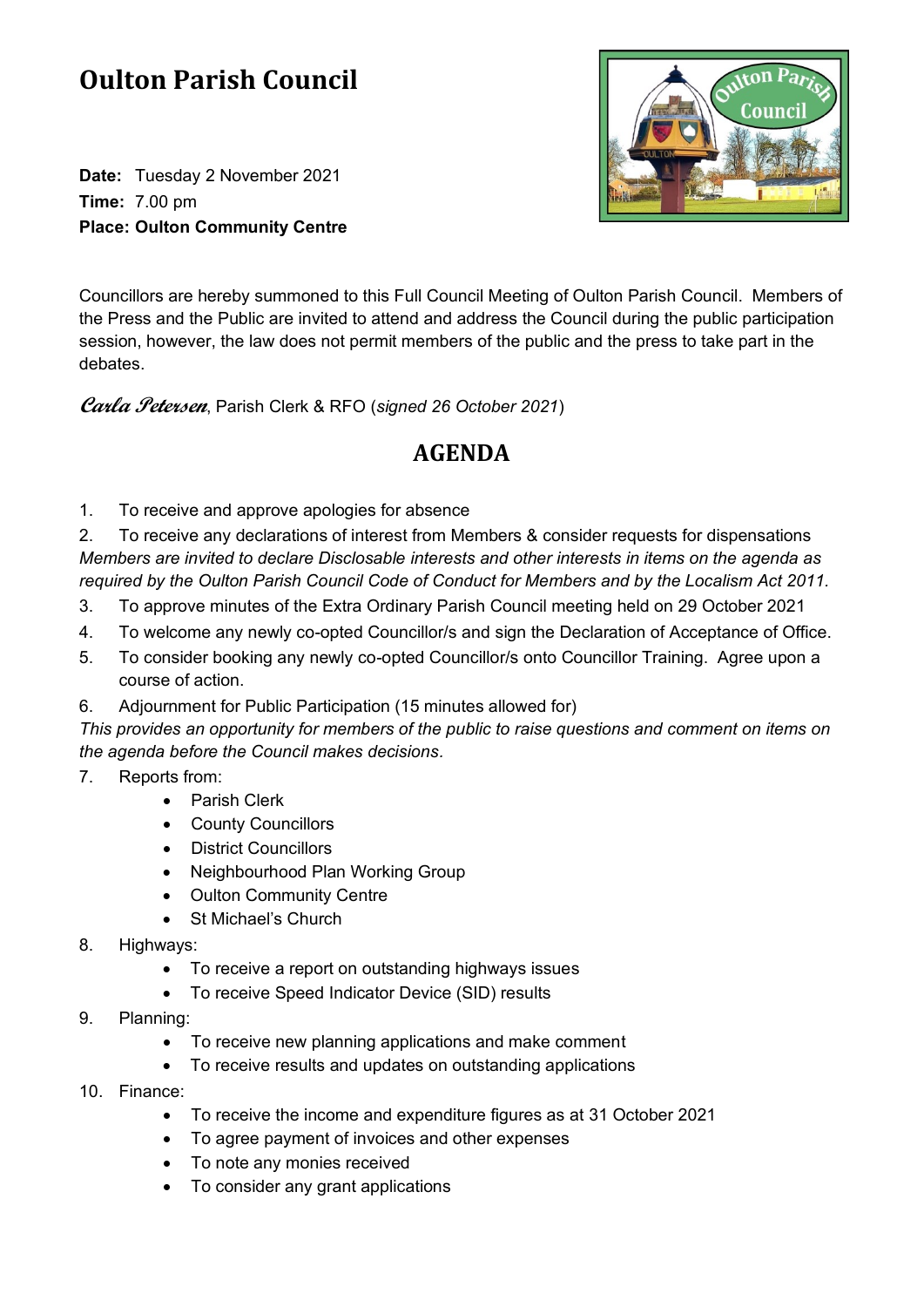# Oulton Parish Council

**Date:** Tuesday 2 November 2021
**Time:** 7.00 pm
**Place: Oulton Community Centre**

Councillors are hereby summoned to this Full Council Meeting of Oulton Parish Council. Members of the Press and the Public are invited to attend and address the Council during the public participation session, however, the law does not permit members of the public and the press to take part in the debates.

*Carla Petersen*, Parish Clerk & RFO (*signed 26 October 2021*)

## AGENDA

1. To receive and approve apologies for absence
2. To receive any declarations of interest from Members & consider requests for dispensations

*Members are invited to declare Disclosable interests and other interests in items on the agenda as required by the Oulton Parish Council Code of Conduct for Members and by the Localism Act 2011.*

3. To approve minutes of the Extra Ordinary Parish Council meeting held on 29 October 2021
4. To welcome any newly co-opted Councillor/s and sign the Declaration of Acceptance of Office.
5. To consider booking any newly co-opted Councillor/s onto Councillor Training. Agree upon a course of action.
6. Adjournment for Public Participation (15 minutes allowed for)

*This provides an opportunity for members of the public to raise questions and comment on items on the agenda before the Council makes decisions.*

7. Reports from:
   - Parish Clerk
   - County Councillors
   - District Councillors
   - Neighbourhood Plan Working Group
   - Oulton Community Centre
   - St Michael's Church
8. Highways:
   - To receive a report on outstanding highways issues
   - To receive Speed Indicator Device (SID) results
9. Planning:
   - To receive new planning applications and make comment
   - To receive results and updates on outstanding applications
10. Finance:
    - To receive the income and expenditure figures as at 31 October 2021
    - To agree payment of invoices and other expenses
    - To note any monies received
    - To consider any grant applications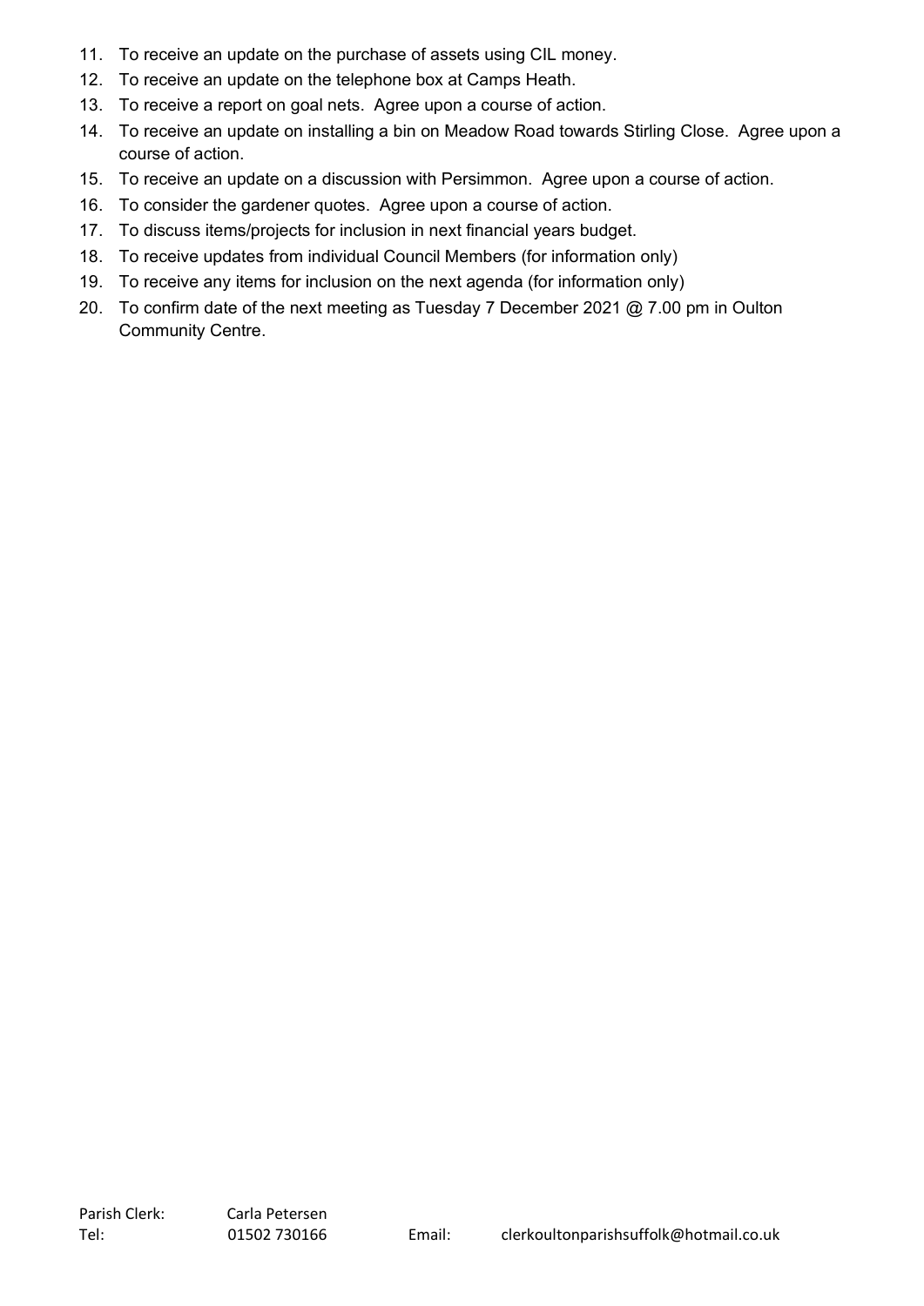11. To receive an update on the purchase of assets using CIL money.
12. To receive an update on the telephone box at Camps Heath.
13. To receive a report on goal nets. Agree upon a course of action.
14. To receive an update on installing a bin on Meadow Road towards Stirling Close. Agree upon a course of action.
15. To receive an update on a discussion with Persimmon. Agree upon a course of action.
16. To consider the gardener quotes. Agree upon a course of action.
17. To discuss items/projects for inclusion in next financial years budget.
18. To receive updates from individual Council Members (for information only)
19. To receive any items for inclusion on the next agenda (for information only)
20. To confirm date of the next meeting as Tuesday 7 December 2021 @ 7.00 pm in Oulton Community Centre.

Parish Clerk: Carla Petersen
Tel: 01502 730166 Email: clerkoultonparishsuffolk@hotmail.co.uk